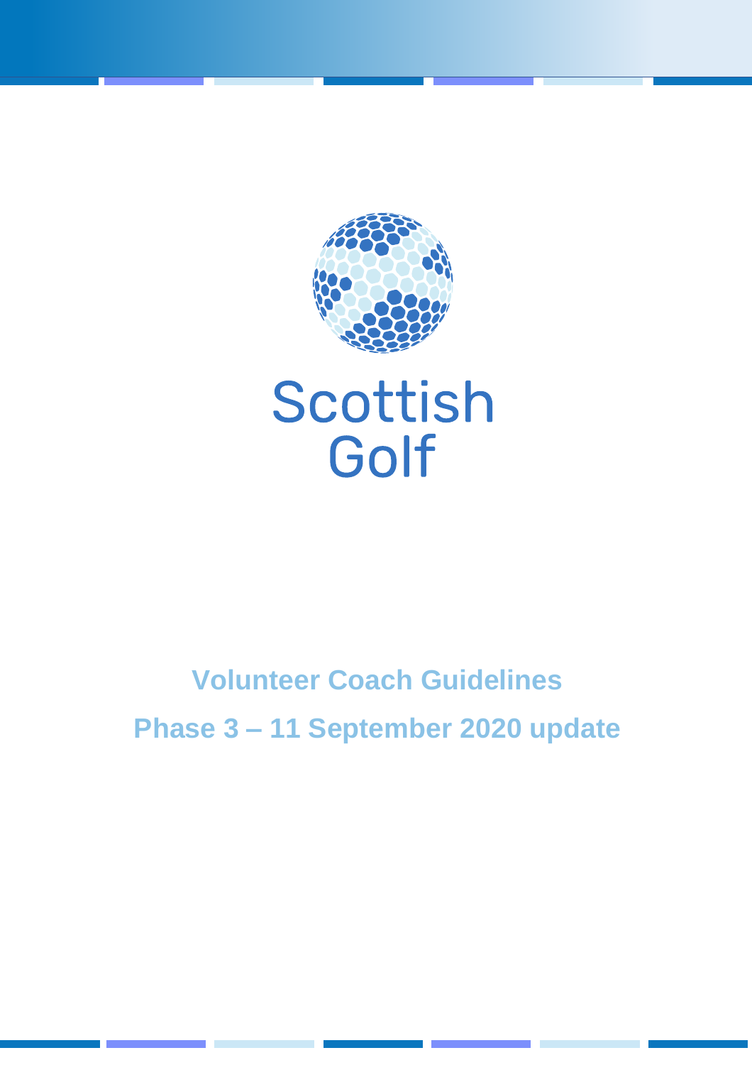Scottish Golf

# Volunteer Coach Guidelines

## Phase 3 – 11 September 2020 update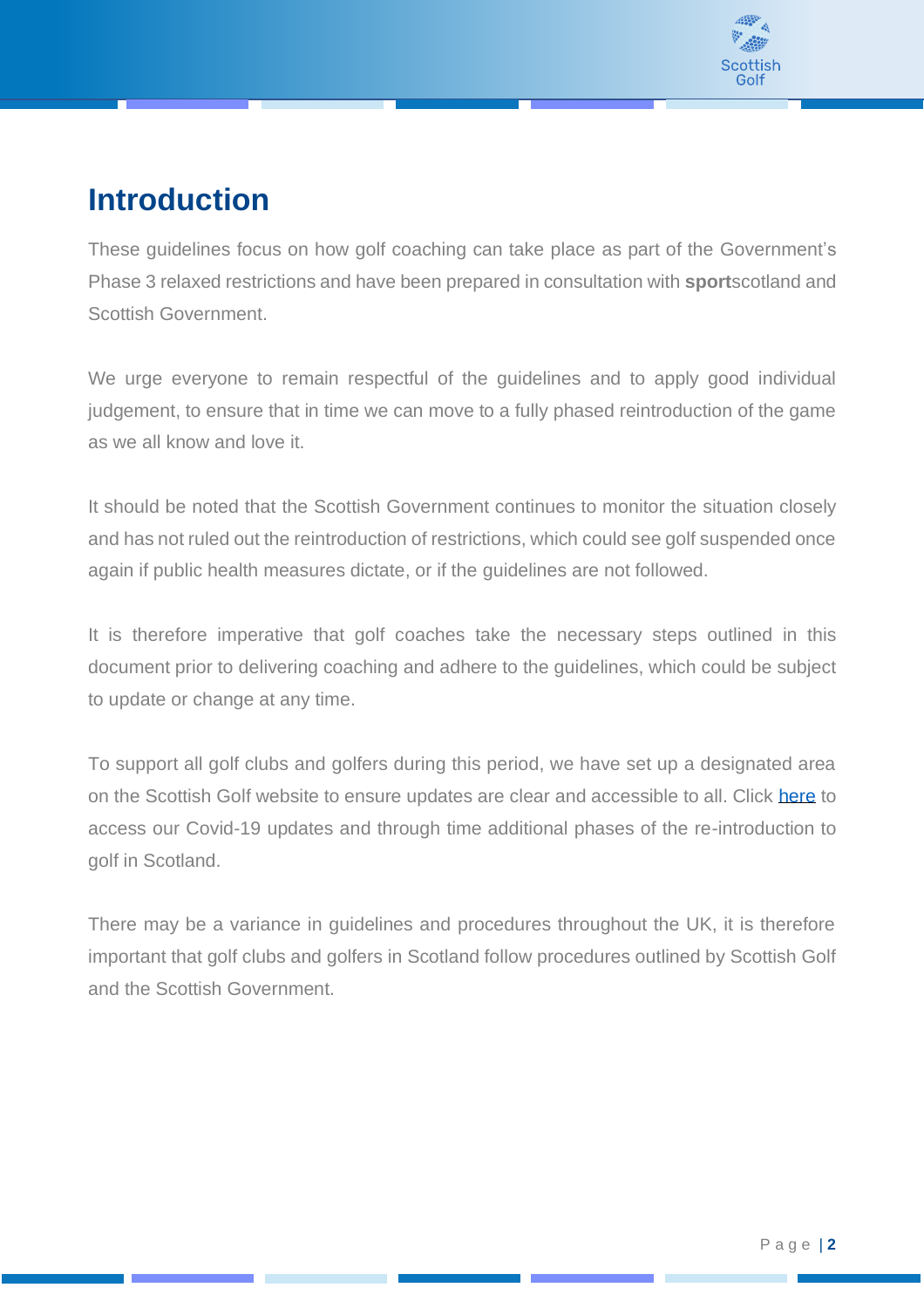# Introduction

These guidelines focus on how golf coaching can take place as part of the Government's Phase 3 relaxed restrictions and have been prepared in consultation with **sport**scotland and Scottish Government.

We urge everyone to remain respectful of the guidelines and to apply good individual judgement, to ensure that in time we can move to a fully phased reintroduction of the game as we all know and love it.

It should be noted that the Scottish Government continues to monitor the situation closely and has not ruled out the reintroduction of restrictions, which could see golf suspended once again if public health measures dictate, or if the guidelines are not followed.

It is therefore imperative that golf coaches take the necessary steps outlined in this document prior to delivering coaching and adhere to the guidelines, which could be subject to update or change at any time.

To support all golf clubs and golfers during this period, we have set up a designated area on the Scottish Golf website to ensure updates are clear and accessible to all. Click here to access our Covid-19 updates and through time additional phases of the re-introduction to golf in Scotland.

There may be a variance in guidelines and procedures throughout the UK, it is therefore important that golf clubs and golfers in Scotland follow procedures outlined by Scottish Golf and the Scottish Government.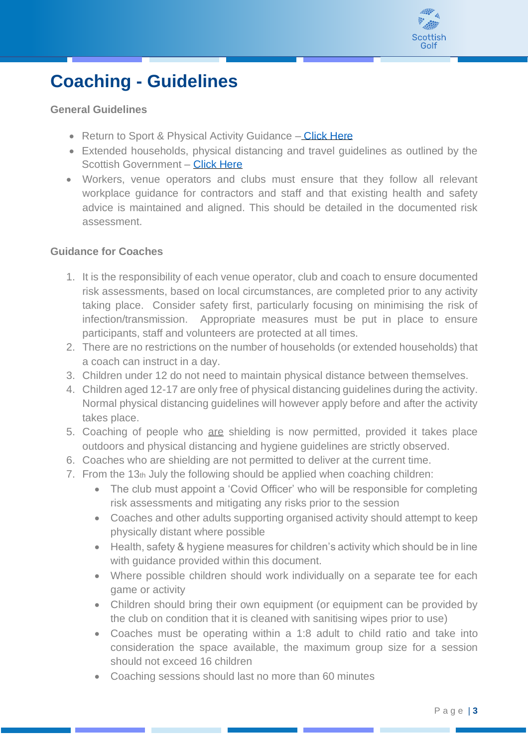# Coaching - Guidelines

**General Guidelines**

- Return to Sport & Physical Activity Guidance – Click Here
- Extended households, physical distancing and travel guidelines as outlined by the Scottish Government – Click Here
- Workers, venue operators and clubs must ensure that they follow all relevant workplace guidance for contractors and staff and that existing health and safety advice is maintained and aligned. This should be detailed in the documented risk assessment.

**Guidance for Coaches**

1. It is the responsibility of each venue operator, club and coach to ensure documented risk assessments, based on local circumstances, are completed prior to any activity taking place. Consider safety first, particularly focusing on minimising the risk of infection/transmission. Appropriate measures must be put in place to ensure participants, staff and volunteers are protected at all times.
2. There are no restrictions on the number of households (or extended households) that a coach can instruct in a day.
3. Children under 12 do not need to maintain physical distance between themselves.
4. Children aged 12-17 are only free of physical distancing guidelines during the activity. Normal physical distancing guidelines will however apply before and after the activity takes place.
5. Coaching of people who <u>are</u> shielding is now permitted, provided it takes place outdoors and physical distancing and hygiene guidelines are strictly observed.
6. Coaches who are shielding are not permitted to deliver at the current time.
7. From the 13th July the following should be applied when coaching children:
   - The club must appoint a 'Covid Officer' who will be responsible for completing risk assessments and mitigating any risks prior to the session
   - Coaches and other adults supporting organised activity should attempt to keep physically distant where possible
   - Health, safety & hygiene measures for children's activity which should be in line with guidance provided within this document.
   - Where possible children should work individually on a separate tee for each game or activity
   - Children should bring their own equipment (or equipment can be provided by the club on condition that it is cleaned with sanitising wipes prior to use)
   - Coaches must be operating within a 1:8 adult to child ratio and take into consideration the space available, the maximum group size for a session should not exceed 16 children
   - Coaching sessions should last no more than 60 minutes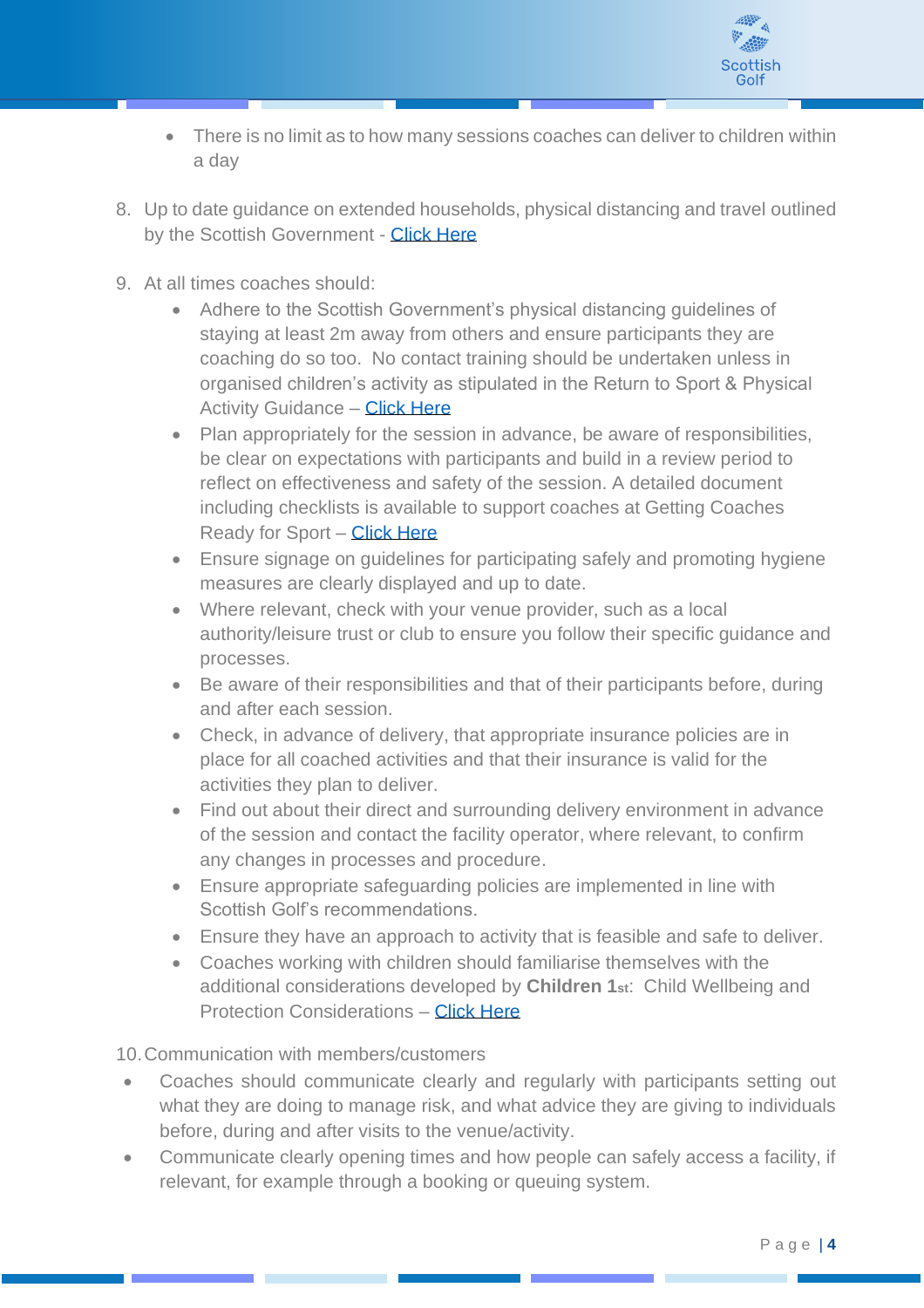- There is no limit as to how many sessions coaches can deliver to children within a day

8. Up to date guidance on extended households, physical distancing and travel outlined by the Scottish Government - Click Here

9. At all times coaches should:
    - Adhere to the Scottish Government's physical distancing guidelines of staying at least 2m away from others and ensure participants they are coaching do so too. No contact training should be undertaken unless in organised children's activity as stipulated in the Return to Sport & Physical Activity Guidance – Click Here
    - Plan appropriately for the session in advance, be aware of responsibilities, be clear on expectations with participants and build in a review period to reflect on effectiveness and safety of the session. A detailed document including checklists is available to support coaches at Getting Coaches Ready for Sport – Click Here
    - Ensure signage on guidelines for participating safely and promoting hygiene measures are clearly displayed and up to date.
    - Where relevant, check with your venue provider, such as a local authority/leisure trust or club to ensure you follow their specific guidance and processes.
    - Be aware of their responsibilities and that of their participants before, during and after each session.
    - Check, in advance of delivery, that appropriate insurance policies are in place for all coached activities and that their insurance is valid for the activities they plan to deliver.
    - Find out about their direct and surrounding delivery environment in advance of the session and contact the facility operator, where relevant, to confirm any changes in processes and procedure.
    - Ensure appropriate safeguarding policies are implemented in line with Scottish Golf's recommendations.
    - Ensure they have an approach to activity that is feasible and safe to deliver.
    - Coaches working with children should familiarise themselves with the additional considerations developed by **Children 1st**: Child Wellbeing and Protection Considerations – Click Here

10. Communication with members/customers
    - Coaches should communicate clearly and regularly with participants setting out what they are doing to manage risk, and what advice they are giving to individuals before, during and after visits to the venue/activity.
    - Communicate clearly opening times and how people can safely access a facility, if relevant, for example through a booking or queuing system.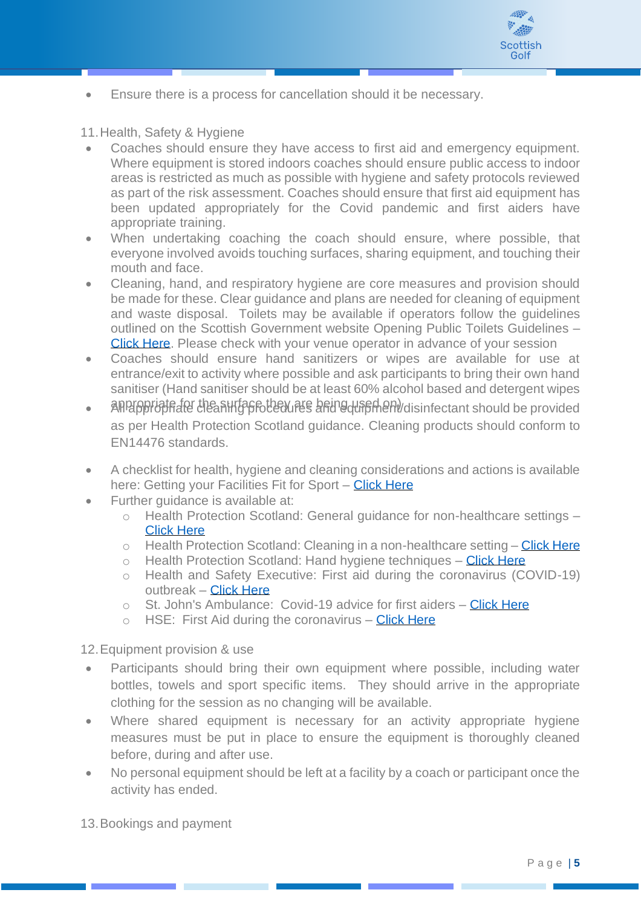- Ensure there is a process for cancellation should it be necessary.

11. Health, Safety & Hygiene

- Coaches should ensure they have access to first aid and emergency equipment. Where equipment is stored indoors coaches should ensure public access to indoor areas is restricted as much as possible with hygiene and safety protocols reviewed as part of the risk assessment. Coaches should ensure that first aid equipment has been updated appropriately for the Covid pandemic and first aiders have appropriate training.
- When undertaking coaching the coach should ensure, where possible, that everyone involved avoids touching surfaces, sharing equipment, and touching their mouth and face.
- Cleaning, hand, and respiratory hygiene are core measures and provision should be made for these. Clear guidance and plans are needed for cleaning of equipment and waste disposal. Toilets may be available if operators follow the guidelines outlined on the Scottish Government website Opening Public Toilets Guidelines – [Click Here](). Please check with your venue operator in advance of your session
- Coaches should ensure hand sanitizers or wipes are available for use at entrance/exit to activity where possible and ask participants to bring their own hand sanitiser (Hand sanitiser should be at least 60% alcohol based and detergent wipes appropriate for the surface they are being used on)
- All appropriate cleaning procedures and equipment/disinfectant should be provided as per Health Protection Scotland guidance. Cleaning products should conform to EN14476 standards.

- A checklist for health, hygiene and cleaning considerations and actions is available here: Getting your Facilities Fit for Sport – [Click Here]()
- Further guidance is available at:
  - Health Protection Scotland: General guidance for non-healthcare settings – [Click Here]()
  - Health Protection Scotland: Cleaning in a non-healthcare setting – [Click Here]()
  - Health Protection Scotland: Hand hygiene techniques – [Click Here]()
  - Health and Safety Executive: First aid during the coronavirus (COVID-19) outbreak – [Click Here]()
  - St. John's Ambulance: Covid-19 advice for first aiders – [Click Here]()
  - HSE: First Aid during the coronavirus – [Click Here]()

12. Equipment provision & use

- Participants should bring their own equipment where possible, including water bottles, towels and sport specific items. They should arrive in the appropriate clothing for the session as no changing will be available.
- Where shared equipment is necessary for an activity appropriate hygiene measures must be put in place to ensure the equipment is thoroughly cleaned before, during and after use.
- No personal equipment should be left at a facility by a coach or participant once the activity has ended.

13. Bookings and payment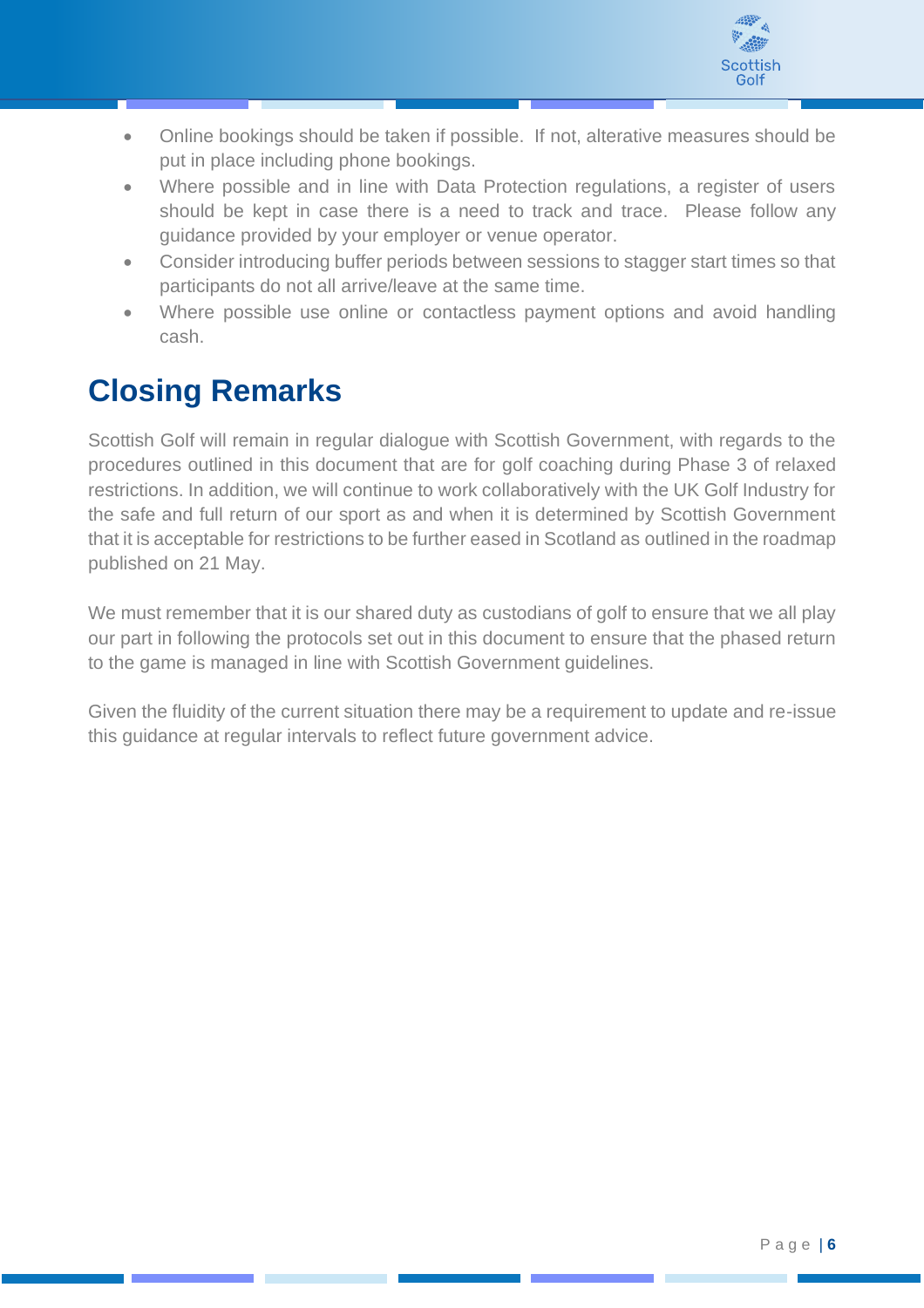- Online bookings should be taken if possible. If not, alterative measures should be put in place including phone bookings.
- Where possible and in line with Data Protection regulations, a register of users should be kept in case there is a need to track and trace. Please follow any guidance provided by your employer or venue operator.
- Consider introducing buffer periods between sessions to stagger start times so that participants do not all arrive/leave at the same time.
- Where possible use online or contactless payment options and avoid handling cash.

## Closing Remarks

Scottish Golf will remain in regular dialogue with Scottish Government, with regards to the procedures outlined in this document that are for golf coaching during Phase 3 of relaxed restrictions. In addition, we will continue to work collaboratively with the UK Golf Industry for the safe and full return of our sport as and when it is determined by Scottish Government that it is acceptable for restrictions to be further eased in Scotland as outlined in the roadmap published on 21 May.

We must remember that it is our shared duty as custodians of golf to ensure that we all play our part in following the protocols set out in this document to ensure that the phased return to the game is managed in line with Scottish Government guidelines.

Given the fluidity of the current situation there may be a requirement to update and re-issue this guidance at regular intervals to reflect future government advice.